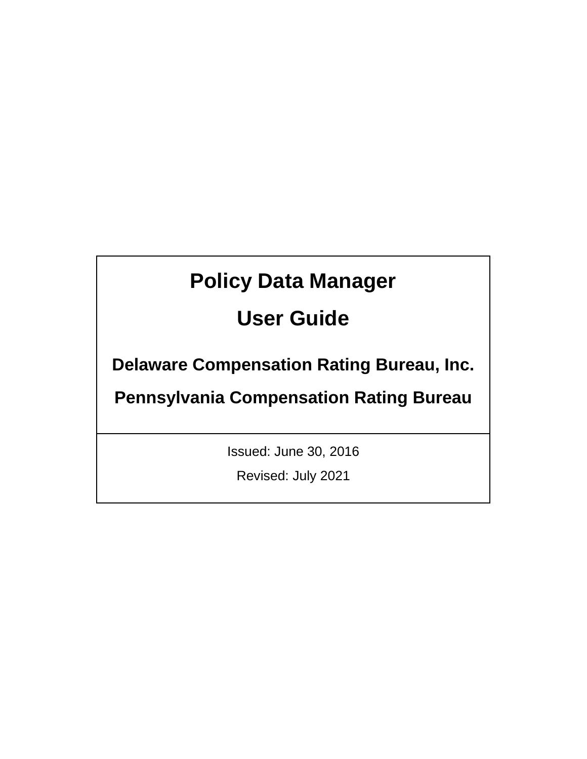# Policy Data Manager

# User Guide

## Delaware Compensation Rating Bureau, Inc.

## Pennsylvania Compensation Rating Bureau

Issued: June 30, 2016

Revised: July 2021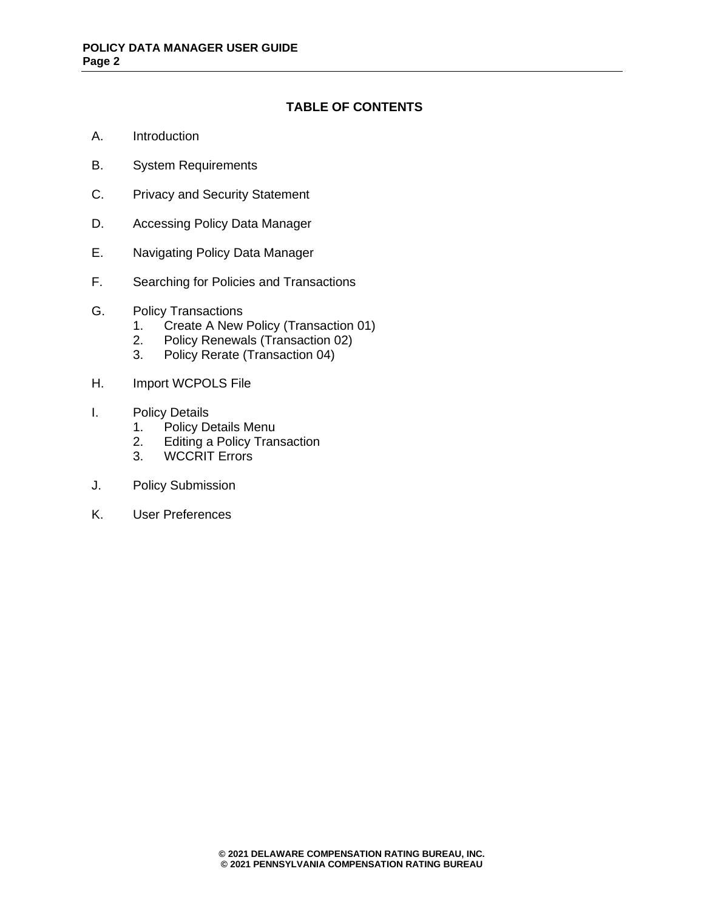## TABLE OF CONTENTS

A. Introduction

B. System Requirements

C. Privacy and Security Statement

D. Accessing Policy Data Manager

E. Navigating Policy Data Manager

F. Searching for Policies and Transactions

G. Policy Transactions
   1. Create A New Policy (Transaction 01)
   2. Policy Renewals (Transaction 02)
   3. Policy Rerate (Transaction 04)

H. Import WCPOLS File

I. Policy Details
   1. Policy Details Menu
   2. Editing a Policy Transaction
   3. WCCRIT Errors

J. Policy Submission

K. User Preferences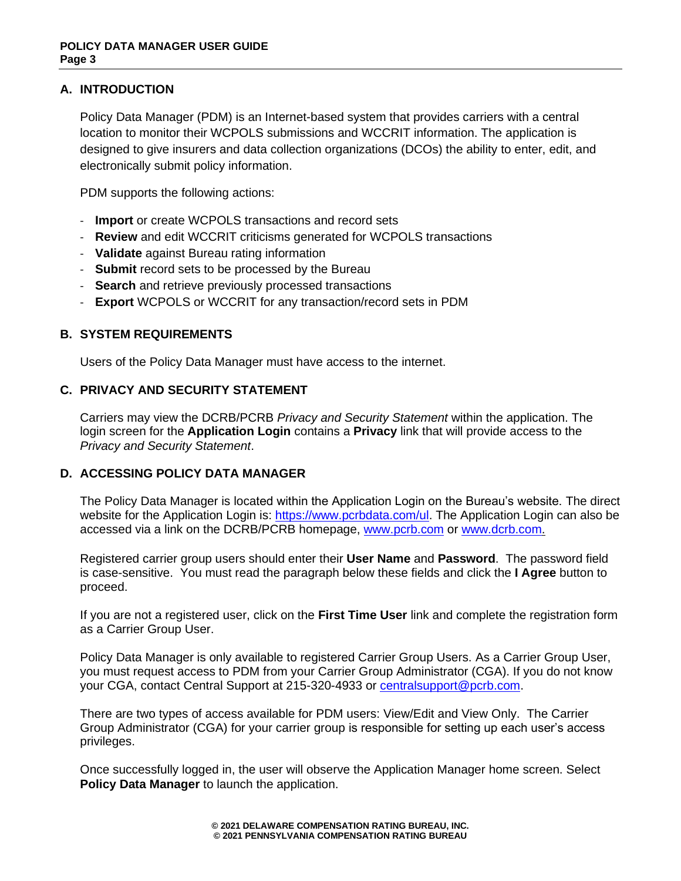## A. INTRODUCTION

Policy Data Manager (PDM) is an Internet-based system that provides carriers with a central location to monitor their WCPOLS submissions and WCCRIT information. The application is designed to give insurers and data collection organizations (DCOs) the ability to enter, edit, and electronically submit policy information.

PDM supports the following actions:

- **Import** or create WCPOLS transactions and record sets
- **Review** and edit WCCRIT criticisms generated for WCPOLS transactions
- **Validate** against Bureau rating information
- **Submit** record sets to be processed by the Bureau
- **Search** and retrieve previously processed transactions
- **Export** WCPOLS or WCCRIT for any transaction/record sets in PDM

## B. SYSTEM REQUIREMENTS

Users of the Policy Data Manager must have access to the internet.

## C. PRIVACY AND SECURITY STATEMENT

Carriers may view the DCRB/PCRB *Privacy and Security Statement* within the application. The login screen for the **Application Login** contains a **Privacy** link that will provide access to the *Privacy and Security Statement*.

## D. ACCESSING POLICY DATA MANAGER

The Policy Data Manager is located within the Application Login on the Bureau's website. The direct website for the Application Login is: https://www.pcrbdata.com/ul. The Application Login can also be accessed via a link on the DCRB/PCRB homepage, www.pcrb.com or www.dcrb.com.

Registered carrier group users should enter their **User Name** and **Password**. The password field is case-sensitive. You must read the paragraph below these fields and click the **I Agree** button to proceed.

If you are not a registered user, click on the **First Time User** link and complete the registration form as a Carrier Group User.

Policy Data Manager is only available to registered Carrier Group Users. As a Carrier Group User, you must request access to PDM from your Carrier Group Administrator (CGA). If you do not know your CGA, contact Central Support at 215-320-4933 or centralsupport@pcrb.com.

There are two types of access available for PDM users: View/Edit and View Only. The Carrier Group Administrator (CGA) for your carrier group is responsible for setting up each user's access privileges.

Once successfully logged in, the user will observe the Application Manager home screen. Select **Policy Data Manager** to launch the application.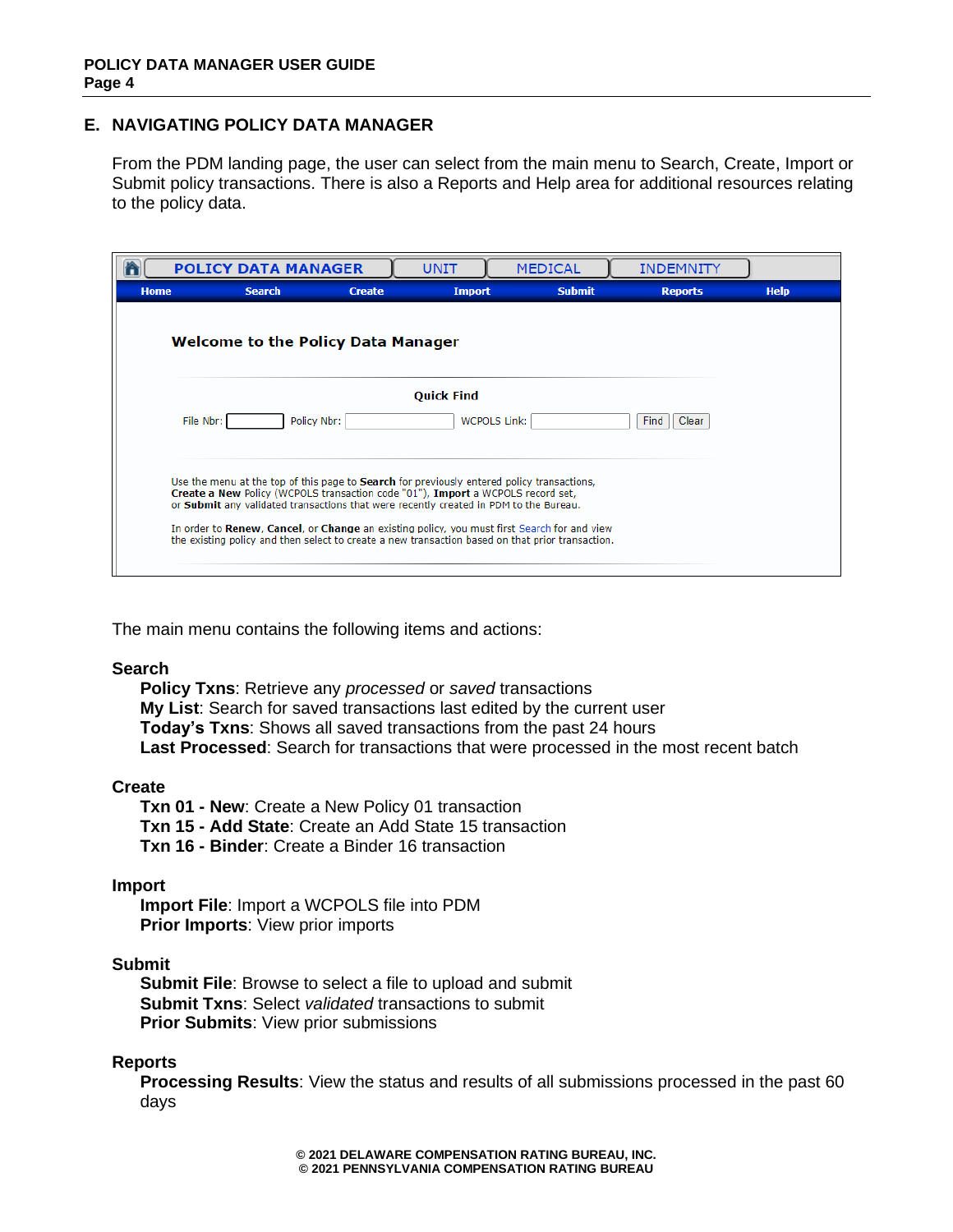## E. NAVIGATING POLICY DATA MANAGER

From the PDM landing page, the user can select from the main menu to Search, Create, Import or Submit policy transactions. There is also a Reports and Help area for additional resources relating to the policy data.

POLICY DATA MANAGER | UNIT | MEDICAL | INDEMNITY

Home | Search | Create | Import | Submit | Reports | Help

**Welcome to the Policy Data Manager**

**Quick Find**

File Nbr: [ ] Policy Nbr: [ ] WCPOLS Link: [ ] Find Clear

Use the menu at the top of this page to **Search** for previously entered policy transactions, **Create a New** Policy (WCPOLS transaction code "01"), **Import** a WCPOLS record set, or **Submit** any validated transactions that were recently created in PDM to the Bureau.

In order to **Renew**, **Cancel**, or **Change** an existing policy, you must first Search for and view the existing policy and then select to create a new transaction based on that prior transaction.

The main menu contains the following items and actions:

**Search**
- **Policy Txns**: Retrieve any *processed* or *saved* transactions
- **My List**: Search for saved transactions last edited by the current user
- **Today's Txns**: Shows all saved transactions from the past 24 hours
- **Last Processed**: Search for transactions that were processed in the most recent batch

**Create**
- **Txn 01 - New**: Create a New Policy 01 transaction
- **Txn 15 - Add State**: Create an Add State 15 transaction
- **Txn 16 - Binder**: Create a Binder 16 transaction

**Import**
- **Import File**: Import a WCPOLS file into PDM
- **Prior Imports**: View prior imports

**Submit**
- **Submit File**: Browse to select a file to upload and submit
- **Submit Txns**: Select *validated* transactions to submit
- **Prior Submits**: View prior submissions

**Reports**
- **Processing Results**: View the status and results of all submissions processed in the past 60 days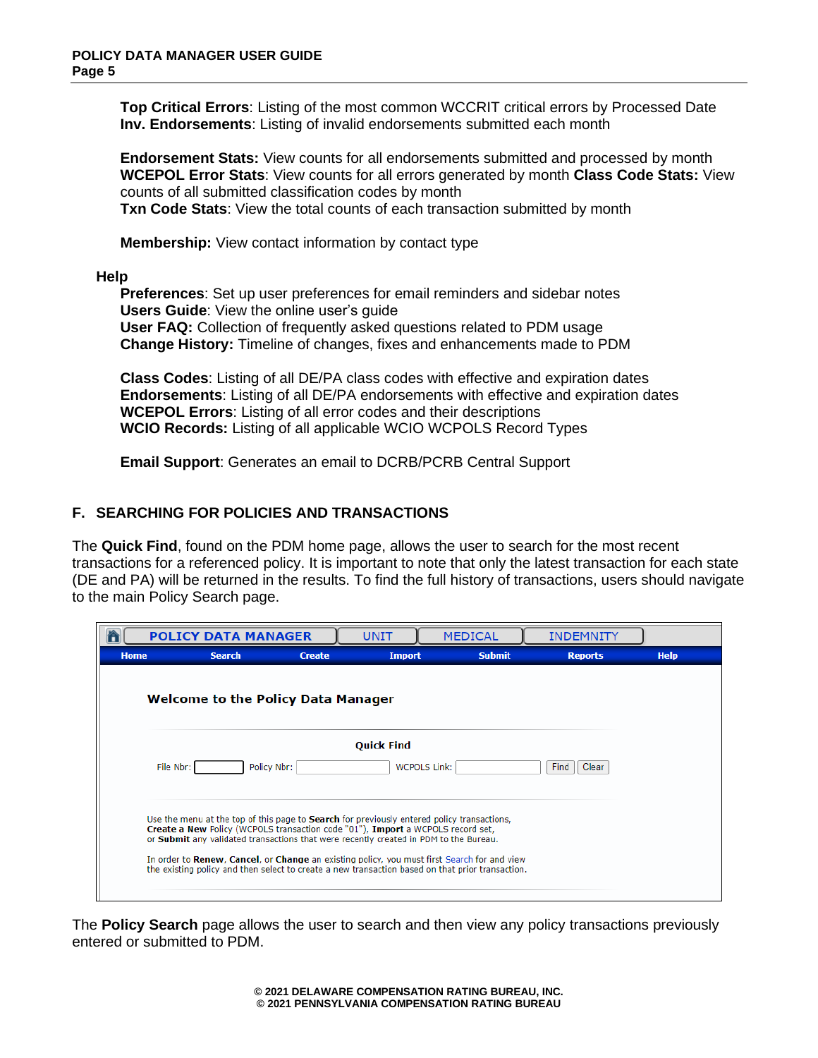**Top Critical Errors**: Listing of the most common WCCRIT critical errors by Processed Date
**Inv. Endorsements**: Listing of invalid endorsements submitted each month

**Endorsement Stats:** View counts for all endorsements submitted and processed by month
**WCEPOL Error Stats**: View counts for all errors generated by month **Class Code Stats:** View counts of all submitted classification codes by month
**Txn Code Stats**: View the total counts of each transaction submitted by month

**Membership:** View contact information by contact type

**Help**

**Preferences**: Set up user preferences for email reminders and sidebar notes
**Users Guide**: View the online user's guide
**User FAQ:** Collection of frequently asked questions related to PDM usage
**Change History:** Timeline of changes, fixes and enhancements made to PDM

**Class Codes**: Listing of all DE/PA class codes with effective and expiration dates
**Endorsements**: Listing of all DE/PA endorsements with effective and expiration dates
**WCEPOL Errors**: Listing of all error codes and their descriptions
**WCIO Records:** Listing of all applicable WCIO WCPOLS Record Types

**Email Support**: Generates an email to DCRB/PCRB Central Support

## F. SEARCHING FOR POLICIES AND TRANSACTIONS

The **Quick Find**, found on the PDM home page, allows the user to search for the most recent transactions for a referenced policy. It is important to note that only the latest transaction for each state (DE and PA) will be returned in the results. To find the full history of transactions, users should navigate to the main Policy Search page.

POLICY DATA MANAGER | UNIT | MEDICAL | INDEMNITY

Home | Search | Create | Import | Submit | Reports | Help

**Welcome to the Policy Data Manager**

**Quick Find**

File Nbr: [ ] Policy Nbr: [ ] WCPOLS Link: [ ] Find Clear

Use the menu at the top of this page to **Search** for previously entered policy transactions, **Create a New** Policy (WCPOLS transaction code "01"), **Import** a WCPOLS record set, or **Submit** any validated transactions that were recently created in PDM to the Bureau.

In order to **Renew**, **Cancel**, or **Change** an existing policy, you must first Search for and view the existing policy and then select to create a new transaction based on that prior transaction.

The **Policy Search** page allows the user to search and then view any policy transactions previously entered or submitted to PDM.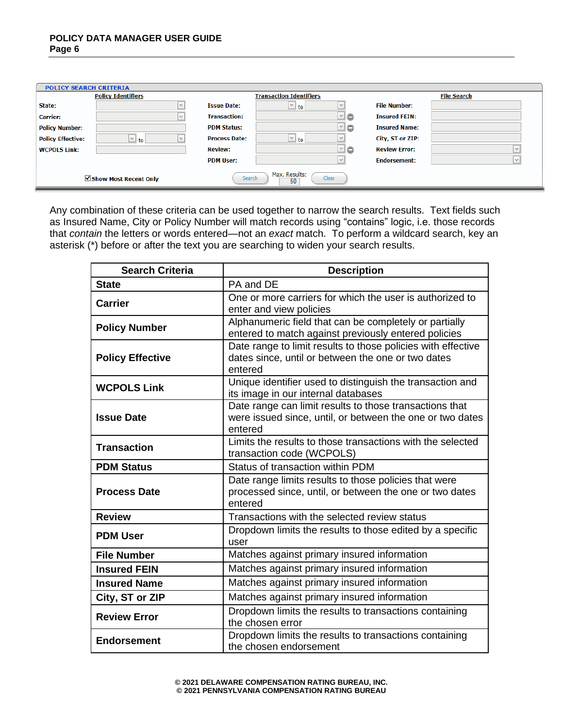**POLICY SEARCH CRITERIA**

| Policy Identifiers | | Transaction Identifiers | | File Search | |
|---|---|---|---|---|---|
| State: | | Issue Date: | to | File Number: | |
| Carrier: | | Transaction: | | Insured FEIN: | |
| Policy Number: | | PDM Status: | | Insured Name: | |
| Policy Effective: | to | Process Date: | to | City, ST or ZIP: | |
| WCPOLS Link: | | Review: | | Review Error: | |
| | | PDM User: | | Endorsement: | |

☑ Show Most Recent Only   Search   Max. Results: 50   Clear

Any combination of these criteria can be used together to narrow the search results. Text fields such as Insured Name, City or Policy Number will match records using "contains" logic, i.e. those records that *contain* the letters or words entered—not an *exact* match. To perform a wildcard search, key an asterisk (*) before or after the text you are searching to widen your search results.

| Search Criteria | Description |
|---|---|
| **State** | PA and DE |
| **Carrier** | One or more carriers for which the user is authorized to enter and view policies |
| **Policy Number** | Alphanumeric field that can be completely or partially entered to match against previously entered policies |
| **Policy Effective** | Date range to limit results to those policies with effective dates since, until or between the one or two dates entered |
| **WCPOLS Link** | Unique identifier used to distinguish the transaction and its image in our internal databases |
| **Issue Date** | Date range can limit results to those transactions that were issued since, until, or between the one or two dates entered |
| **Transaction** | Limits the results to those transactions with the selected transaction code (WCPOLS) |
| **PDM Status** | Status of transaction within PDM |
| **Process Date** | Date range limits results to those policies that were processed since, until, or between the one or two dates entered |
| **Review** | Transactions with the selected review status |
| **PDM User** | Dropdown limits the results to those edited by a specific user |
| **File Number** | Matches against primary insured information |
| **Insured FEIN** | Matches against primary insured information |
| **Insured Name** | Matches against primary insured information |
| **City, ST or ZIP** | Matches against primary insured information |
| **Review Error** | Dropdown limits the results to transactions containing the chosen error |
| **Endorsement** | Dropdown limits the results to transactions containing the chosen endorsement |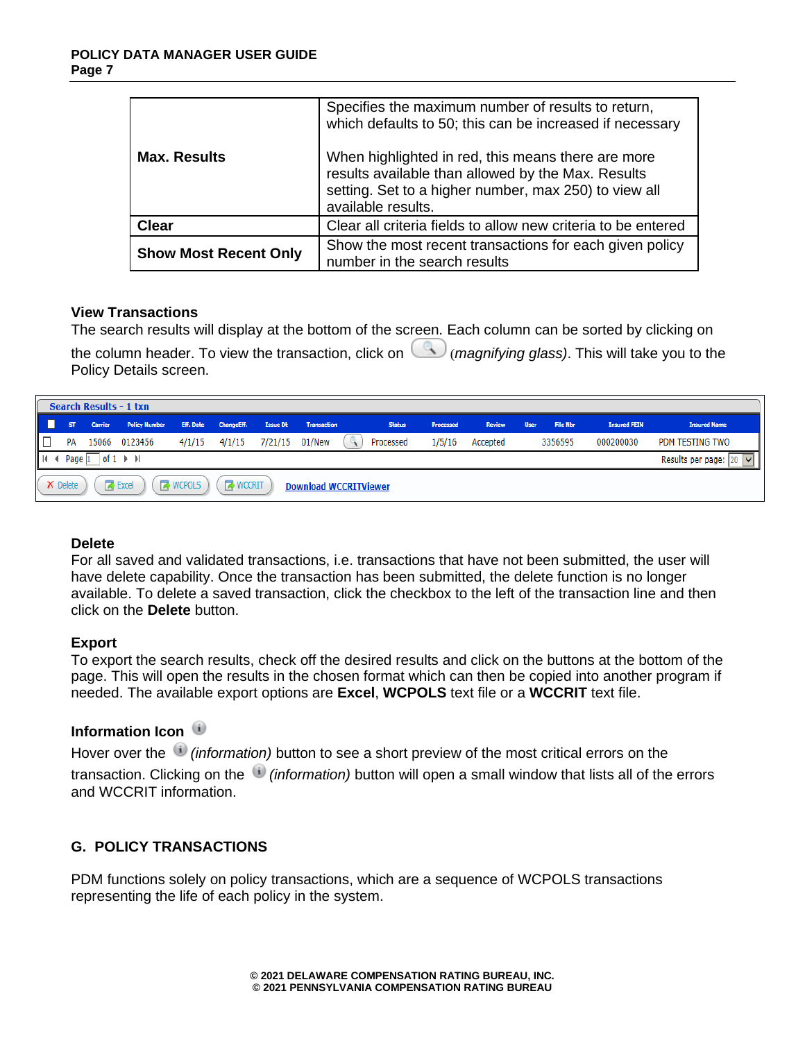| | |
|---|---|
| **Max. Results** | Specifies the maximum number of results to return, which defaults to 50; this can be increased if necessary<br><br>When highlighted in red, this means there are more results available than allowed by the Max. Results setting. Set to a higher number, max 250) to view all available results. |
| **Clear** | Clear all criteria fields to allow new criteria to be entered |
| **Show Most Recent Only** | Show the most recent transactions for each given policy number in the search results |

### View Transactions

The search results will display at the bottom of the screen. Each column can be sorted by clicking on the column header. To view the transaction, click on (*magnifying glass)*. This will take you to the Policy Details screen.

**Search Results - 1 txn**

| | ST | Carrier | Policy Number | Eff. Date | ChangeEff. | Issue Dt | Transaction | | Status | Processed | Review | User | File Nbr | Insured FEIN | Insured Name |
|---|---|---|---|---|---|---|---|---|---|---|---|---|---|---|---|
| ☐ | PA | 15066 | 0123456 | 4/1/15 | 4/1/15 | 7/21/15 | 01/New | | Processed | 1/5/16 | Accepted | | 3356595 | 000200030 | PDM TESTING TWO |

Page 1 of 1 — Results per page: 20

Delete | Excel | WCPOLS | WCCRIT | Download WCCRITViewer

### Delete

For all saved and validated transactions, i.e. transactions that have not been submitted, the user will have delete capability. Once the transaction has been submitted, the delete function is no longer available. To delete a saved transaction, click the checkbox to the left of the transaction line and then click on the **Delete** button.

### Export

To export the search results, check off the desired results and click on the buttons at the bottom of the page. This will open the results in the chosen format which can then be copied into another program if needed. The available export options are **Excel**, **WCPOLS** text file or a **WCCRIT** text file.

### Information Icon

Hover over the *(information)* button to see a short preview of the most critical errors on the transaction. Clicking on the *(information)* button will open a small window that lists all of the errors and WCCRIT information.

## G. POLICY TRANSACTIONS

PDM functions solely on policy transactions, which are a sequence of WCPOLS transactions representing the life of each policy in the system.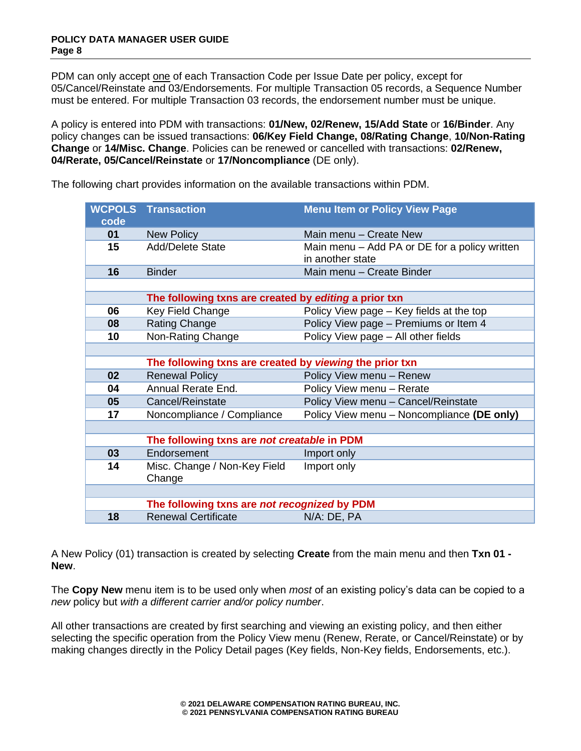PDM can only accept one of each Transaction Code per Issue Date per policy, except for 05/Cancel/Reinstate and 03/Endorsements. For multiple Transaction 05 records, a Sequence Number must be entered. For multiple Transaction 03 records, the endorsement number must be unique.

A policy is entered into PDM with transactions: **01/New, 02/Renew, 15/Add State** or **16/Binder**. Any policy changes can be issued transactions: **06/Key Field Change, 08/Rating Change**, **10/Non-Rating Change** or **14/Misc. Change**. Policies can be renewed or cancelled with transactions: **02/Renew, 04/Rerate, 05/Cancel/Reinstate** or **17/Noncompliance** (DE only).

The following chart provides information on the available transactions within PDM.

| WCPOLS code | Transaction | Menu Item or Policy View Page |
|---|---|---|
| **01** | New Policy | Main menu – Create New |
| **15** | Add/Delete State | Main menu – Add PA or DE for a policy written in another state |
| **16** | Binder | Main menu – Create Binder |
| | | |
| | **The following txns are created by *editing* a prior txn** | |
| **06** | Key Field Change | Policy View page – Key fields at the top |
| **08** | Rating Change | Policy View page – Premiums or Item 4 |
| **10** | Non-Rating Change | Policy View page – All other fields |
| | | |
| | **The following txns are created by *viewing* the prior txn** | |
| **02** | Renewal Policy | Policy View menu – Renew |
| **04** | Annual Rerate End. | Policy View menu – Rerate |
| **05** | Cancel/Reinstate | Policy View menu – Cancel/Reinstate |
| **17** | Noncompliance / Compliance | Policy View menu – Noncompliance **(DE only)** |
| | | |
| | **The following txns are *not creatable* in PDM** | |
| **03** | Endorsement | Import only |
| **14** | Misc. Change / Non-Key Field Change | Import only |
| | | |
| | **The following txns are *not recognized* by PDM** | |
| **18** | Renewal Certificate | N/A: DE, PA |

A New Policy (01) transaction is created by selecting **Create** from the main menu and then **Txn 01 - New**.

The **Copy New** menu item is to be used only when *most* of an existing policy's data can be copied to a *new* policy but *with a different carrier and/or policy number*.

All other transactions are created by first searching and viewing an existing policy, and then either selecting the specific operation from the Policy View menu (Renew, Rerate, or Cancel/Reinstate) or by making changes directly in the Policy Detail pages (Key fields, Non-Key fields, Endorsements, etc.).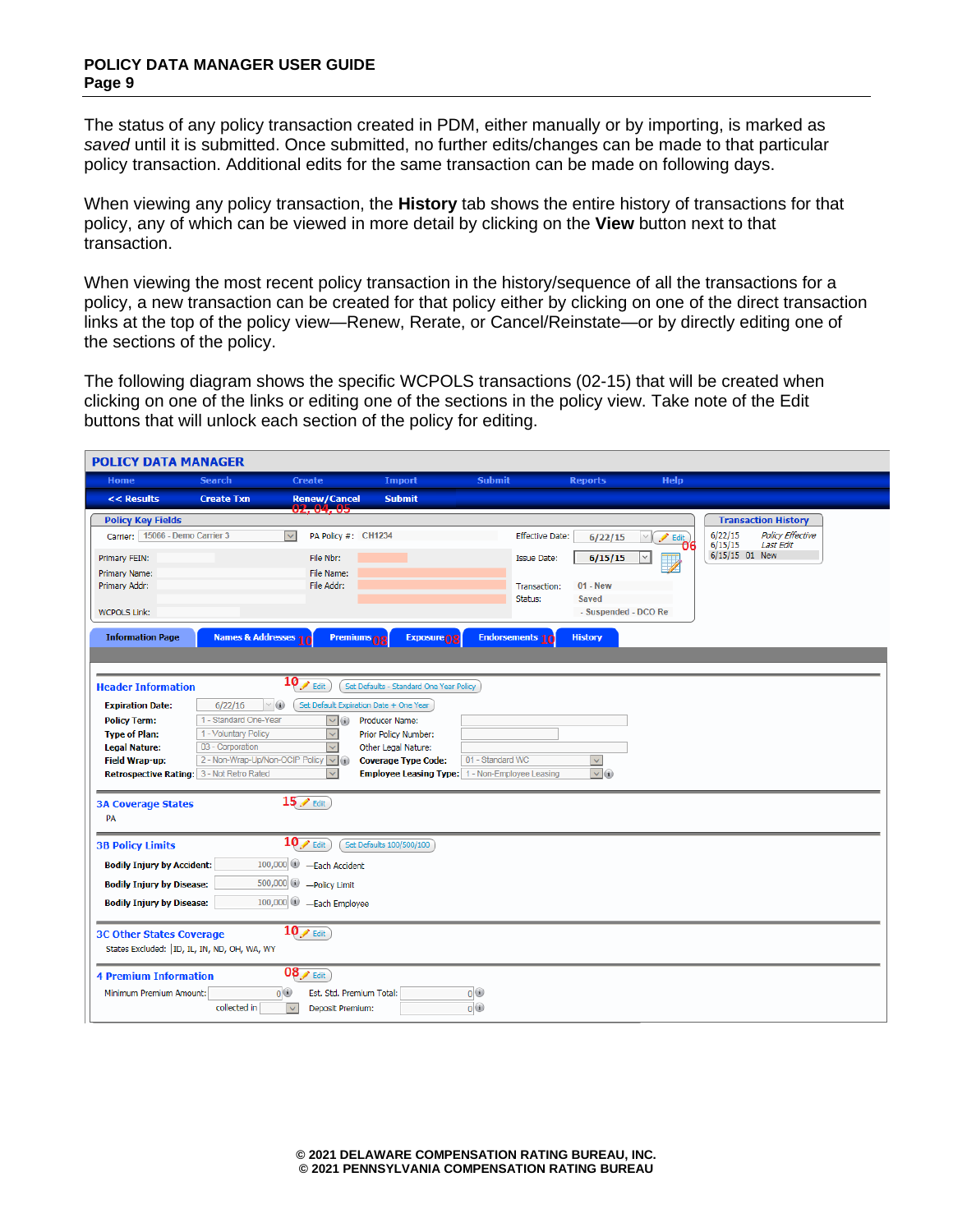The status of any policy transaction created in PDM, either manually or by importing, is marked as *saved* until it is submitted. Once submitted, no further edits/changes can be made to that particular policy transaction. Additional edits for the same transaction can be made on following days.

When viewing any policy transaction, the **History** tab shows the entire history of transactions for that policy, any of which can be viewed in more detail by clicking on the **View** button next to that transaction.

When viewing the most recent policy transaction in the history/sequence of all the transactions for a policy, a new transaction can be created for that policy either by clicking on one of the direct transaction links at the top of the policy view—Renew, Rerate, or Cancel/Reinstate—or by directly editing one of the sections of the policy.

The following diagram shows the specific WCPOLS transactions (02-15) that will be created when clicking on one of the links or editing one of the sections in the policy view. Take note of the Edit buttons that will unlock each section of the policy for editing.

**POLICY DATA MANAGER**

Home | Search | Create | Import | Submit | Reports | Help

<< Results | Create Txn | Renew/Cancel (02, 04, 05) | Submit

**Policy Key Fields**

Carrier: 15066 - Demo Carrier 3 | PA Policy #: CH1234 | Effective Date: 6/22/15 Edit (06)

Primary FEIN: | File Nbr: | Issue Date: 6/15/15

Primary Name: | File Name: |

Primary Addr: | File Addr: | Transaction: 01 - New

Status: Saved - Suspended - DCO Re

WCPOLS Link:

**Transaction History**

| | | |
|---|---|---|
| 6/22/15 | | Policy Effective |
| 6/15/15 | | Last Edit |
| 6/15/15 | 01 | New |

Information Page | Names & Addresses (10) | Premiums (08) | Exposure (08) | Endorsements (10) | History

**Header Information** (10) Edit | Set Defaults - Standard One Year Policy

Expiration Date: 6/22/16 | Set Default Expiration Date + One Year

Policy Term: 1 - Standard One-Year | Producer Name:

Type of Plan: 1 - Voluntary Policy | Prior Policy Number:

Legal Nature: 03 - Corporation | Other Legal Nature:

Field Wrap-up: 2 - Non-Wrap-Up/Non-OCIP Policy | Coverage Type Code: 01 - Standard WC

Retrospective Rating: 3 - Not Retro Rated | Employee Leasing Type: 1 - Non-Employee Leasing

**3A Coverage States** (15) Edit

PA

**3B Policy Limits** (10) Edit | Set Defaults 100/500/100

Bodily Injury by Accident: 100,000 —Each Accident

Bodily Injury by Disease: 500,000 —Policy Limit

Bodily Injury by Disease: 100,000 —Each Employee

**3C Other States Coverage** (10) Edit

States Excluded: ID, IL, IN, ND, OH, WA, WY

**4 Premium Information** (08) Edit

Minimum Premium Amount: 0 | Est. Std. Premium Total: 0

collected in | Deposit Premium: 0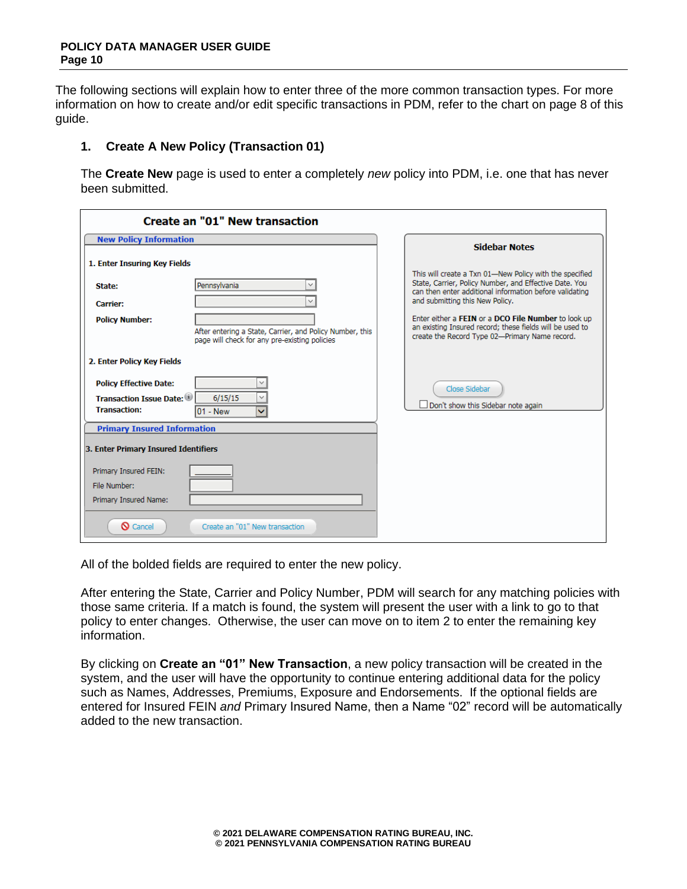The following sections will explain how to enter three of the more common transaction types. For more information on how to create and/or edit specific transactions in PDM, refer to the chart on page 8 of this guide.

## 1. Create A New Policy (Transaction 01)

The **Create New** page is used to enter a completely *new* policy into PDM, i.e. one that has never been submitted.

**Create an "01" New transaction**

**New Policy Information**

**1. Enter Insuring Key Fields**

**State:** Pennsylvania

**Carrier:**

**Policy Number:**

After entering a State, Carrier, and Policy Number, this page will check for any pre-existing policies

**2. Enter Policy Key Fields**

**Policy Effective Date:**

**Transaction Issue Date:** 6/15/15

**Transaction:** 01 - New

**Primary Insured Information**

**3. Enter Primary Insured Identifiers**

Primary Insured FEIN:

File Number:

Primary Insured Name:

Cancel | Create an "01" New transaction

**Sidebar Notes**

This will create a Txn 01—New Policy with the specified State, Carrier, Policy Number, and Effective Date. You can then enter additional information before validating and submitting this New Policy.

Enter either a **FEIN** or a **DCO File Number** to look up an existing Insured record; these fields will be used to create the Record Type 02—Primary Name record.

Close Sidebar

Don't show this Sidebar note again

All of the bolded fields are required to enter the new policy.

After entering the State, Carrier and Policy Number, PDM will search for any matching policies with those same criteria. If a match is found, the system will present the user with a link to go to that policy to enter changes. Otherwise, the user can move on to item 2 to enter the remaining key information.

By clicking on **Create an "01" New Transaction**, a new policy transaction will be created in the system, and the user will have the opportunity to continue entering additional data for the policy such as Names, Addresses, Premiums, Exposure and Endorsements. If the optional fields are entered for Insured FEIN *and* Primary Insured Name, then a Name "02" record will be automatically added to the new transaction.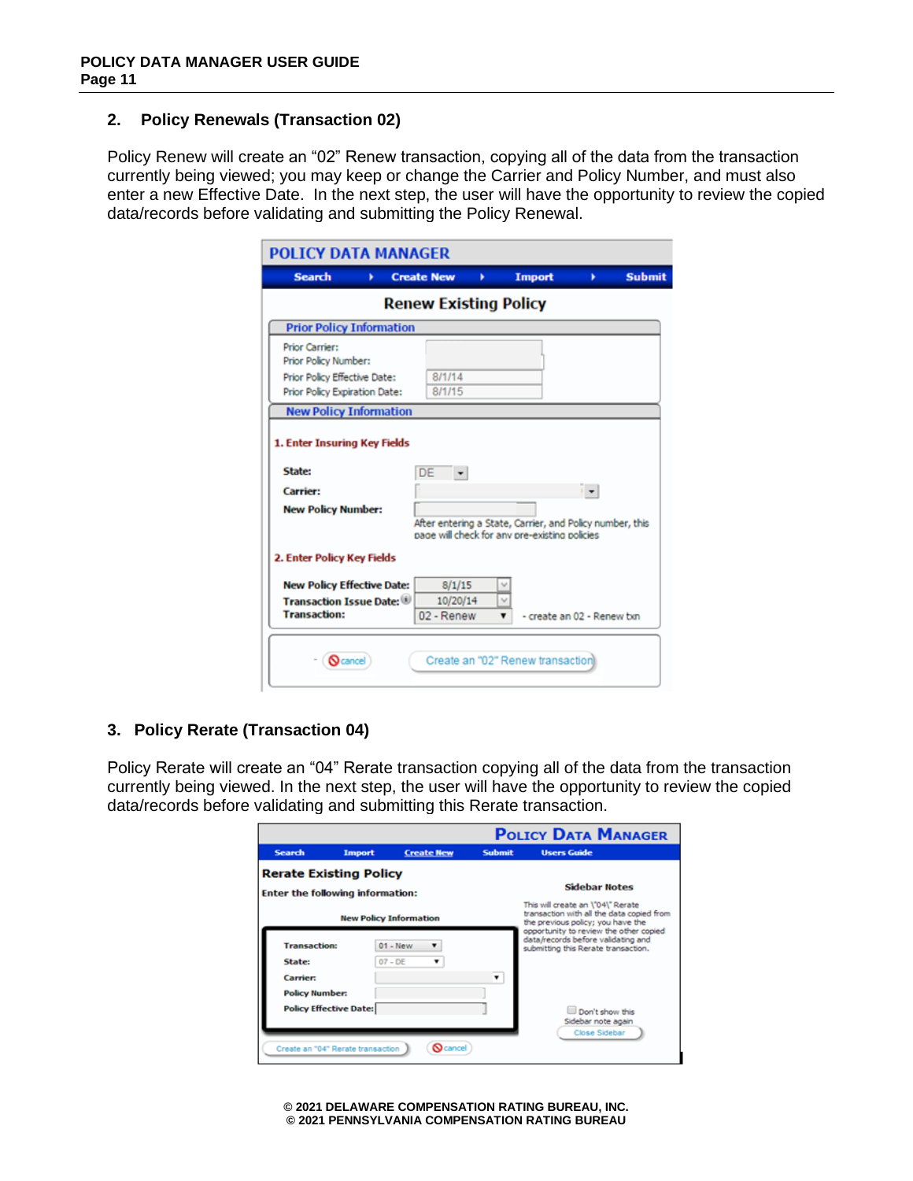## 2. Policy Renewals (Transaction 02)

Policy Renew will create an “02” Renew transaction, copying all of the data from the transaction currently being viewed; you may keep or change the Carrier and Policy Number, and must also enter a new Effective Date. In the next step, the user will have the opportunity to review the copied data/records before validating and submitting the Policy Renewal.

**POLICY DATA MANAGER**

Search ▸ Create New ▸ Import ▸ Submit

**Renew Existing Policy**

**Prior Policy Information**

Prior Carrier:
Prior Policy Number:
Prior Policy Effective Date: 8/1/14
Prior Policy Expiration Date: 8/1/15

**New Policy Information**

**1. Enter Insuring Key Fields**

**State:** DE
**Carrier:**
**New Policy Number:**

After entering a State, Carrier, and Policy number, this page will check for any pre-existing policies

**2. Enter Policy Key Fields**

**New Policy Effective Date:** 8/1/15
**Transaction Issue Date:** 10/20/14
**Transaction:** 02 - Renew - create an 02 - Renew txn

cancel | Create an "02" Renew transaction

## 3. Policy Rerate (Transaction 04)

Policy Rerate will create an “04” Rerate transaction copying all of the data from the transaction currently being viewed. In the next step, the user will have the opportunity to review the copied data/records before validating and submitting this Rerate transaction.

**POLICY DATA MANAGER**

Search | Import | Create New | Submit | Users Guide

**Rerate Existing Policy**

**Enter the following information:**

**New Policy Information**

**Transaction:** 01 - New
**State:** 07 - DE
**Carrier:**
**Policy Number:**
**Policy Effective Date:**

Create an "04" Rerate transaction | cancel

**Sidebar Notes**

This will create an \"04\" Rerate transaction with all the data copied from the previous policy; you have the opportunity to review the other copied data/records before validating and submitting this Rerate transaction.

Don't show this Sidebar note again

Close Sidebar

© 2021 DELAWARE COMPENSATION RATING BUREAU, INC.
© 2021 PENNSYLVANIA COMPENSATION RATING BUREAU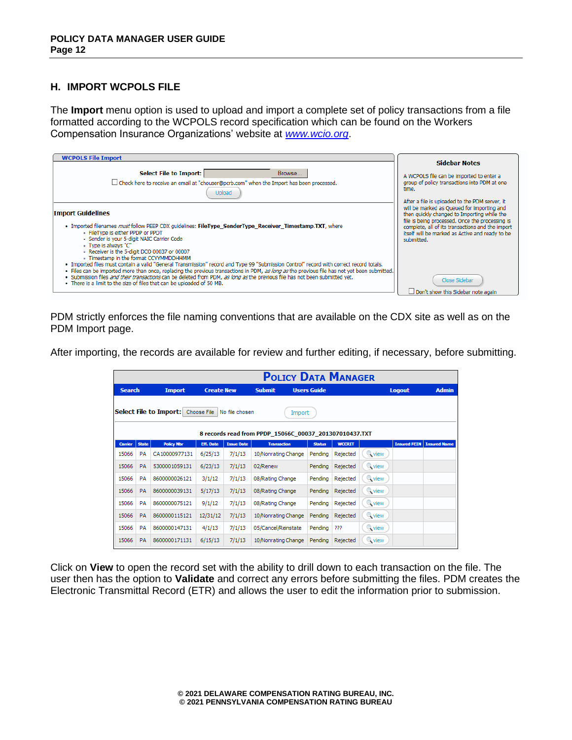## H. IMPORT WCPOLS FILE

The **Import** menu option is used to upload and import a complete set of policy transactions from a file formatted according to the WCPOLS record specification which can be found on the Workers Compensation Insurance Organizations' website at [www.wcio.org](www.wcio.org).

**WCPOLS File Import**

**Select File to Import:** [ ] Browse...

☐ Check here to receive an email at "chouser@pcrb.com" when the Import has been processed.

Upload

**Import Guidelines**

- Imported filenames *must* follow PEEP CDX guidelines: **FileType_SenderType_Receiver_Timestamp.TXT**, where
  - FileType is either PPDP or PPDT
  - Sender is your 5-digit NAIC Carrier Code
  - Type is always "C"
  - Receiver is the 5-digit DCO 00037 or 00007
  - Timestamp in the format CCYYMMDDHHMM
- Imported files must contain a valid "General Transmission" record and Type 99 "Submission Control" record with correct record totals.
- Files can be imported more than once, replacing the previous transactions in PDM, *as long as* the previous file has not yet been submitted.
- Submission files *and their transactions* can be deleted from PDM, *as long as* the previous file has not been submitted yet.
- There is a limit to the size of files that can be uploaded of 50 MB.

**Sidebar Notes**

A WCPOLS file can be imported to enter a group of policy transactions into PDM at one time.

After a file is uploaded to the PDM server, it will be marked as Queued for Importing and then quickly changed to Importing while the file is being processed. Once the processing is complete, all of its transactions and the import itself will be marked as Active and ready to be submitted.

Close Sidebar

☐ Don't show this Sidebar note again

PDM strictly enforces the file naming conventions that are available on the CDX site as well as on the PDM Import page.

After importing, the records are available for review and further editing, if necessary, before submitting.

**POLICY DATA MANAGER**

Search | Import | Create New | Submit | Users Guide | Logout | Admin

**Select File to Import:** Choose File No file chosen  Import

**8 records read from PPDP_15066C_00037_201307010437.TXT**

| Carrier | State | Policy Nbr | Eff. Date | Issue Date | Transaction | Status | WCCRIT | | Insured FEIN | Insured Name |
|---|---|---|---|---|---|---|---|---|---|---|
| 15066 | PA | CA10000977131 | 6/25/13 | 7/1/13 | 10/Nonrating Change | Pending | Rejected | view | | |
| 15066 | PA | 5300001059131 | 6/23/13 | 7/1/13 | 02/Renew | Pending | Rejected | view | | |
| 15066 | PA | 8600000026121 | 3/1/12 | 7/1/13 | 08/Rating Change | Pending | Rejected | view | | |
| 15066 | PA | 8600000039131 | 5/17/13 | 7/1/13 | 08/Rating Change | Pending | Rejected | view | | |
| 15066 | PA | 8600000075121 | 9/1/12 | 7/1/13 | 08/Rating Change | Pending | Rejected | view | | |
| 15066 | PA | 8600000115121 | 12/31/12 | 7/1/13 | 10/Nonrating Change | Pending | Rejected | view | | |
| 15066 | PA | 8600000147131 | 4/1/13 | 7/1/13 | 05/Cancel/Reinstate | Pending | ??? | view | | |
| 15066 | PA | 8600000171131 | 6/15/13 | 7/1/13 | 10/Nonrating Change | Pending | Rejected | view | | |

Click on **View** to open the record set with the ability to drill down to each transaction on the file. The user then has the option to **Validate** and correct any errors before submitting the files. PDM creates the Electronic Transmittal Record (ETR) and allows the user to edit the information prior to submission.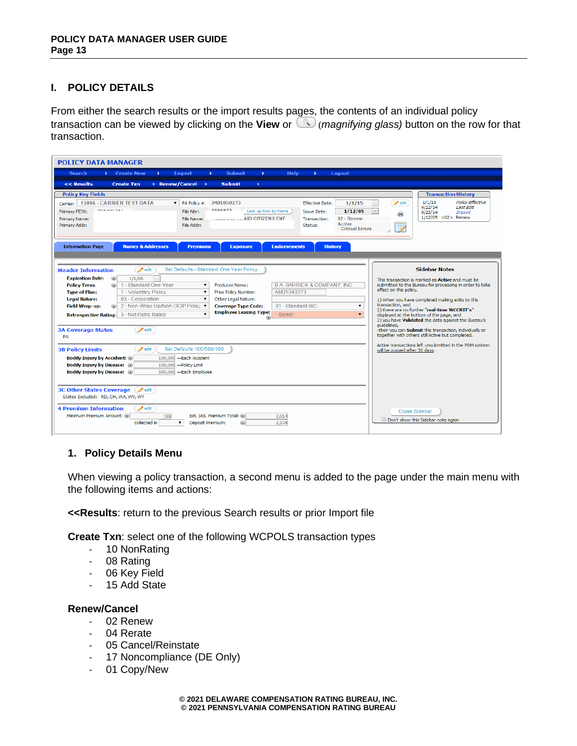## I. POLICY DETAILS

From either the search results or the import results pages, the contents of an individual policy transaction can be viewed by clicking on the **View** or (*magnifying glass*) button on the row for that transaction.

### 1. Policy Details Menu

When viewing a policy transaction, a second menu is added to the page under the main menu with the following items and actions:

**<<Results**: return to the previous Search results or prior Import file

**Create Txn**: select one of the following WCPOLS transaction types

- 10 NonRating
- 08 Rating
- 06 Key Field
- 15 Add State

**Renew/Cancel**

- 02 Renew
- 04 Rerate
- 05 Cancel/Reinstate
- 17 Noncompliance (DE Only)
- 01 Copy/New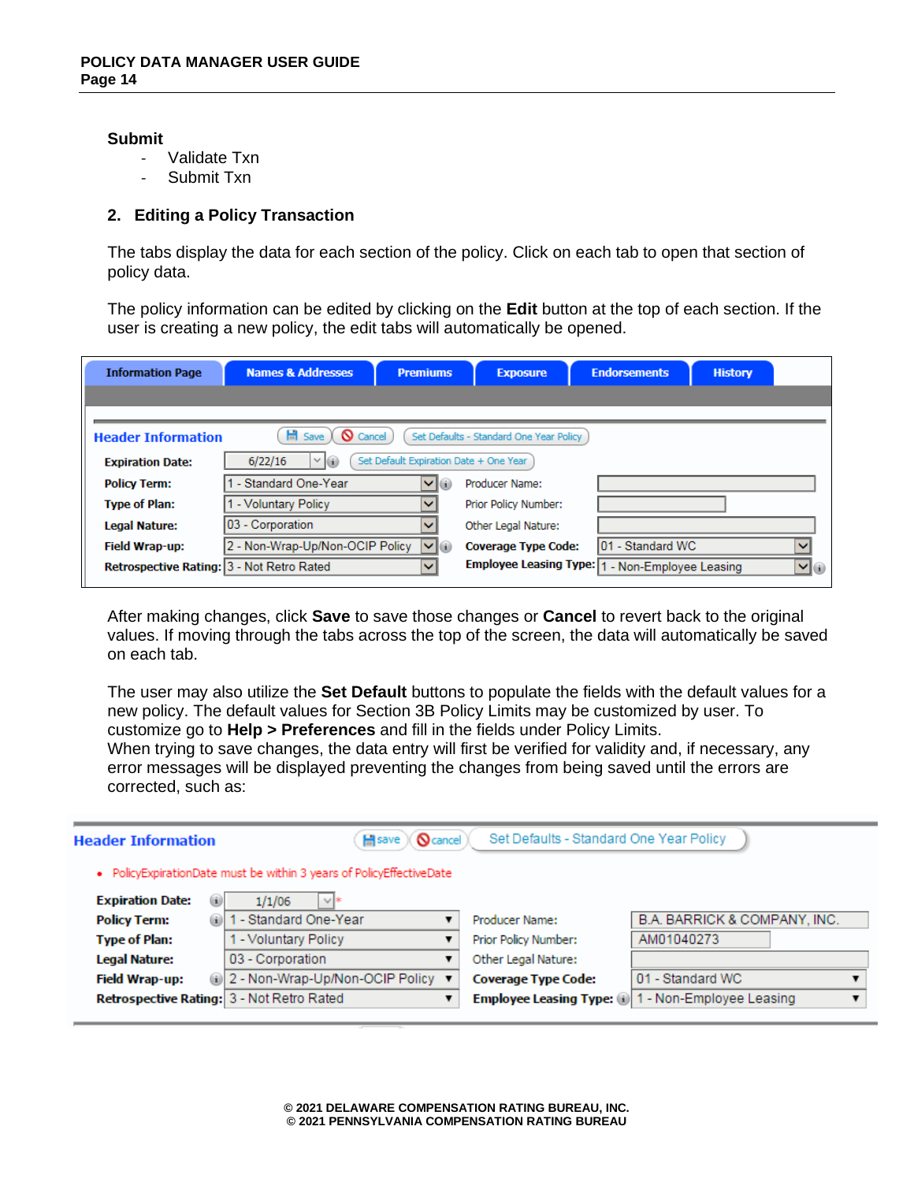**Submit**

- Validate Txn
- Submit Txn

## 2. Editing a Policy Transaction

The tabs display the data for each section of the policy. Click on each tab to open that section of policy data.

The policy information can be edited by clicking on the **Edit** button at the top of each section. If the user is creating a new policy, the edit tabs will automatically be opened.

Information Page | Names & Addresses | Premiums | Exposure | Endorsements | History

**Header Information** — Save | Cancel | Set Defaults - Standard One Year Policy

| | | | |
|---|---|---|---|
| **Expiration Date:** | 6/22/16 (Set Default Expiration Date + One Year) | | |
| **Policy Term:** | 1 - Standard One-Year | Producer Name: | |
| **Type of Plan:** | 1 - Voluntary Policy | Prior Policy Number: | |
| **Legal Nature:** | 03 - Corporation | Other Legal Nature: | |
| **Field Wrap-up:** | 2 - Non-Wrap-Up/Non-OCIP Policy | **Coverage Type Code:** | 01 - Standard WC |
| **Retrospective Rating:** | 3 - Not Retro Rated | **Employee Leasing Type:** | 1 - Non-Employee Leasing |

After making changes, click **Save** to save those changes or **Cancel** to revert back to the original values. If moving through the tabs across the top of the screen, the data will automatically be saved on each tab.

The user may also utilize the **Set Default** buttons to populate the fields with the default values for a new policy. The default values for Section 3B Policy Limits may be customized by user. To customize go to **Help > Preferences** and fill in the fields under Policy Limits.
When trying to save changes, the data entry will first be verified for validity and, if necessary, any error messages will be displayed preventing the changes from being saved until the errors are corrected, such as:

**Header Information** — save | cancel | Set Defaults - Standard One Year Policy

- PolicyExpirationDate must be within 3 years of PolicyEffectiveDate

| | | | |
|---|---|---|---|
| **Expiration Date:** | 1/1/06 | | |
| **Policy Term:** | 1 - Standard One-Year | Producer Name: | B.A. BARRICK & COMPANY, INC. |
| **Type of Plan:** | 1 - Voluntary Policy | Prior Policy Number: | AM01040273 |
| **Legal Nature:** | 03 - Corporation | Other Legal Nature: | |
| **Field Wrap-up:** | 2 - Non-Wrap-Up/Non-OCIP Policy | **Coverage Type Code:** | 01 - Standard WC |
| **Retrospective Rating:** | 3 - Not Retro Rated | **Employee Leasing Type:** | 1 - Non-Employee Leasing |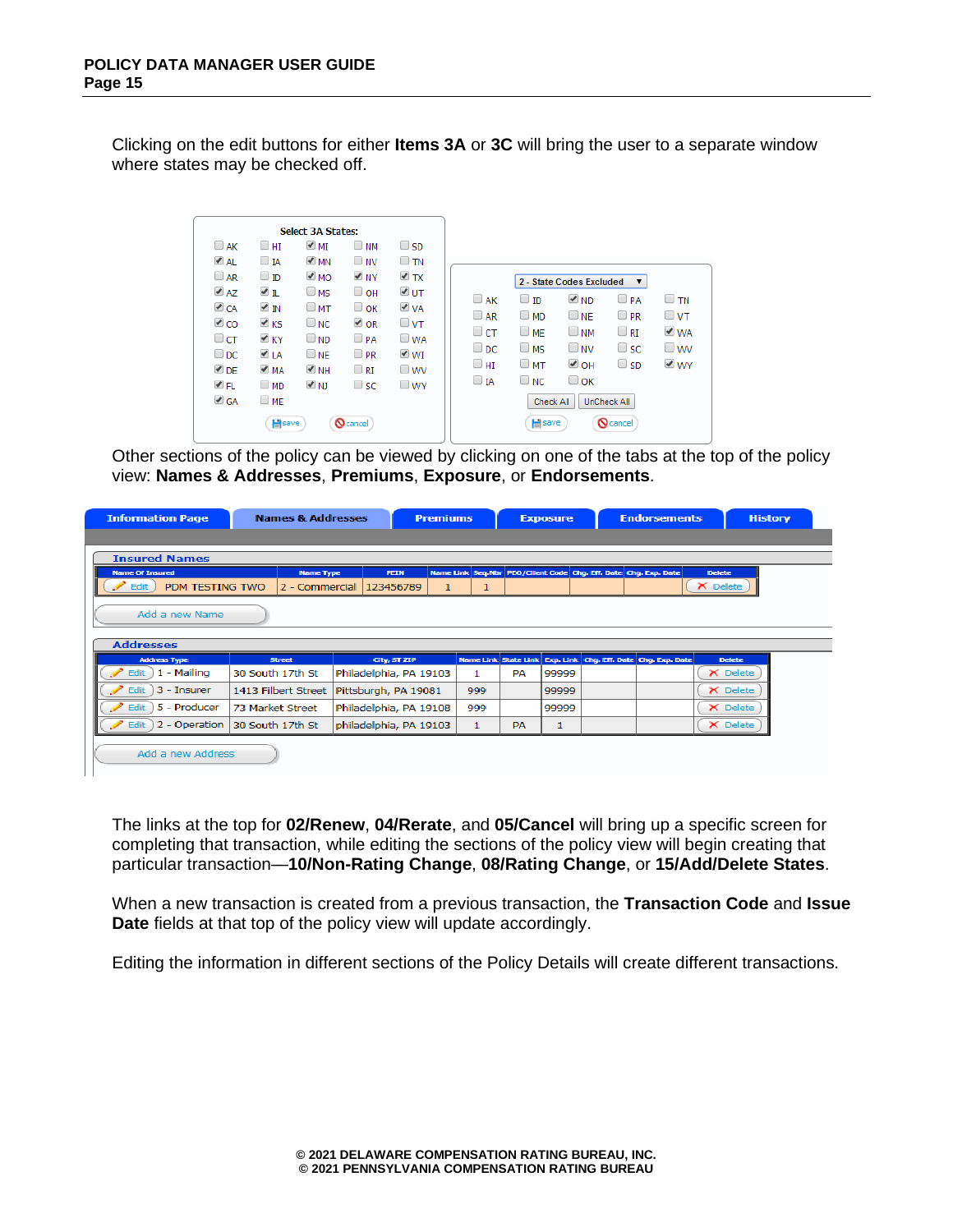Clicking on the edit buttons for either **Items 3A** or **3C** will bring the user to a separate window where states may be checked off.

Other sections of the policy can be viewed by clicking on one of the tabs at the top of the policy view: **Names & Addresses**, **Premiums**, **Exposure**, or **Endorsements**.

The links at the top for **02/Renew**, **04/Rerate**, and **05/Cancel** will bring up a specific screen for completing that transaction, while editing the sections of the policy view will begin creating that particular transaction—**10/Non-Rating Change**, **08/Rating Change**, or **15/Add/Delete States**.

When a new transaction is created from a previous transaction, the **Transaction Code** and **Issue Date** fields at that top of the policy view will update accordingly.

Editing the information in different sections of the Policy Details will create different transactions.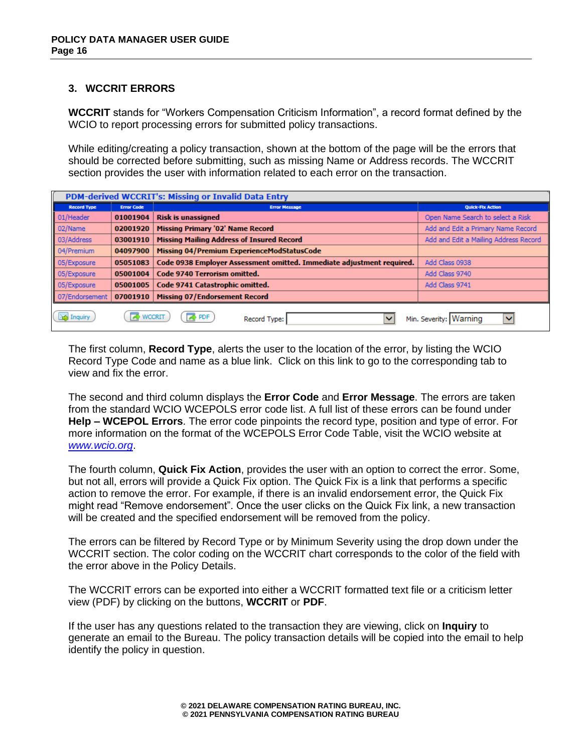## 3. WCCRIT ERRORS

**WCCRIT** stands for "Workers Compensation Criticism Information", a record format defined by the WCIO to report processing errors for submitted policy transactions.

While editing/creating a policy transaction, shown at the bottom of the page will be the errors that should be corrected before submitting, such as missing Name or Address records. The WCCRIT section provides the user with information related to each error on the transaction.

**PDM-derived WCCRIT's: Missing or Invalid Data Entry**

| Record Type | Error Code | Error Message | Quick-Fix Action |
|---|---|---|---|
| 01/Header | 01001904 | Risk is unassigned | Open Name Search to select a Risk |
| 02/Name | 02001920 | Missing Primary '02' Name Record | Add and Edit a Primary Name Record |
| 03/Address | 03001910 | Missing Mailing Address of Insured Record | Add and Edit a Mailing Address Record |
| 04/Premium | 04097900 | Missing 04/Premium ExperienceModStatusCode | |
| 05/Exposure | 05051083 | Code 0938 Employer Assessment omitted. Immediate adjustment required. | Add Class 0938 |
| 05/Exposure | 05001004 | Code 9740 Terrorism omitted. | Add Class 9740 |
| 05/Exposure | 05001005 | Code 9741 Catastrophic omitted. | Add Class 9741 |
| 07/Endorsement | 07001910 | Missing 07/Endorsement Record | |

Inquiry | WCCRIT | PDF | Record Type: | Min. Severity: Warning

The first column, **Record Type**, alerts the user to the location of the error, by listing the WCIO Record Type Code and name as a blue link. Click on this link to go to the corresponding tab to view and fix the error.

The second and third column displays the **Error Code** and **Error Message**. The errors are taken from the standard WCIO WCEPOLS error code list. A full list of these errors can be found under **Help – WCEPOL Errors**. The error code pinpoints the record type, position and type of error. For more information on the format of the WCEPOLS Error Code Table, visit the WCIO website at *www.wcio.org*.

The fourth column, **Quick Fix Action**, provides the user with an option to correct the error. Some, but not all, errors will provide a Quick Fix option. The Quick Fix is a link that performs a specific action to remove the error. For example, if there is an invalid endorsement error, the Quick Fix might read "Remove endorsement". Once the user clicks on the Quick Fix link, a new transaction will be created and the specified endorsement will be removed from the policy.

The errors can be filtered by Record Type or by Minimum Severity using the drop down under the WCCRIT section. The color coding on the WCCRIT chart corresponds to the color of the field with the error above in the Policy Details.

The WCCRIT errors can be exported into either a WCCRIT formatted text file or a criticism letter view (PDF) by clicking on the buttons, **WCCRIT** or **PDF**.

If the user has any questions related to the transaction they are viewing, click on **Inquiry** to generate an email to the Bureau. The policy transaction details will be copied into the email to help identify the policy in question.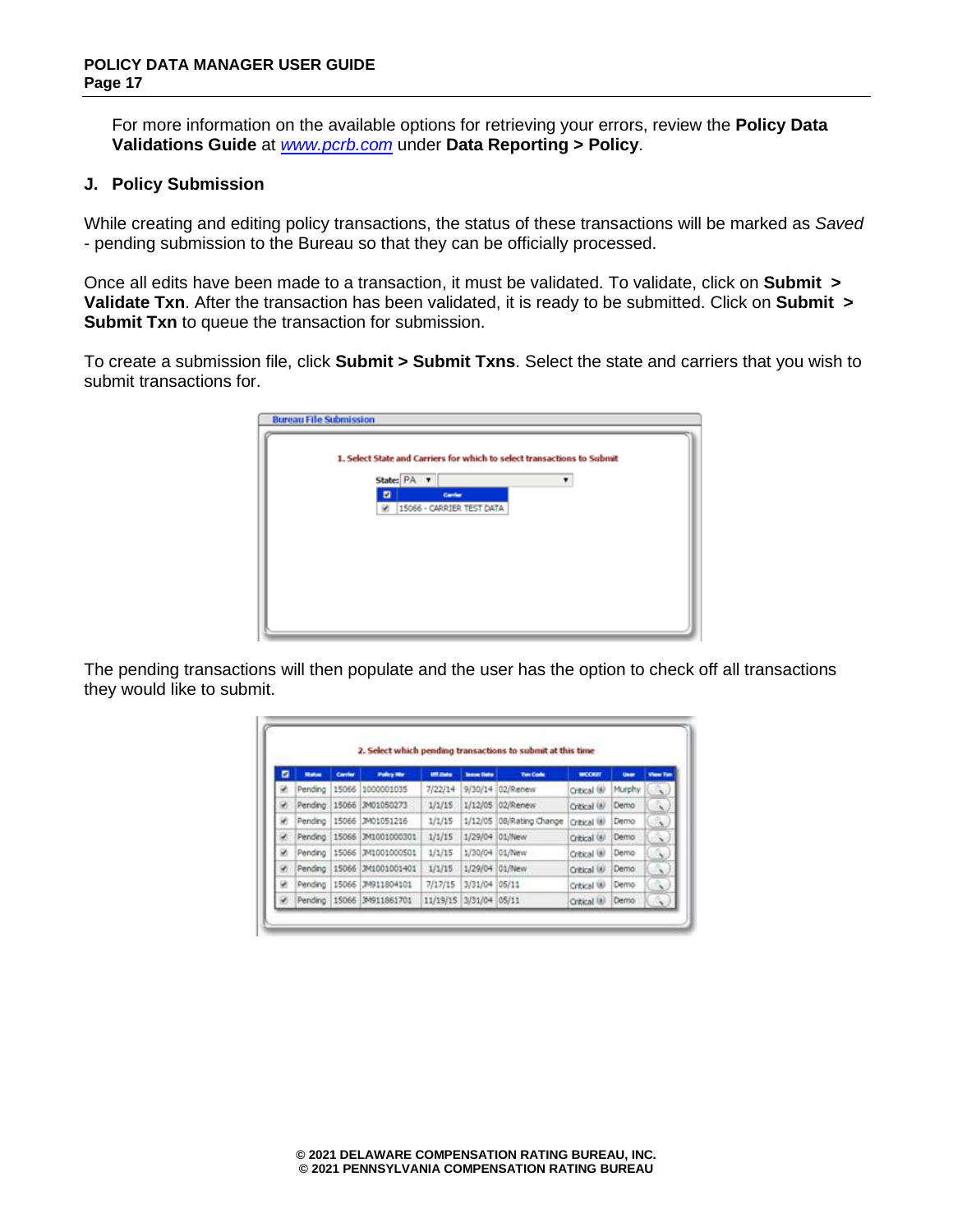For more information on the available options for retrieving your errors, review the **Policy Data Validations Guide** at [www.pcrb.com](http://www.pcrb.com) under **Data Reporting > Policy**.

## J. Policy Submission

While creating and editing policy transactions, the status of these transactions will be marked as *Saved* - pending submission to the Bureau so that they can be officially processed.

Once all edits have been made to a transaction, it must be validated. To validate, click on **Submit > Validate Txn**. After the transaction has been validated, it is ready to be submitted. Click on **Submit > Submit Txn** to queue the transaction for submission.

To create a submission file, click **Submit > Submit Txns**. Select the state and carriers that you wish to submit transactions for.

The pending transactions will then populate and the user has the option to check off all transactions they would like to submit.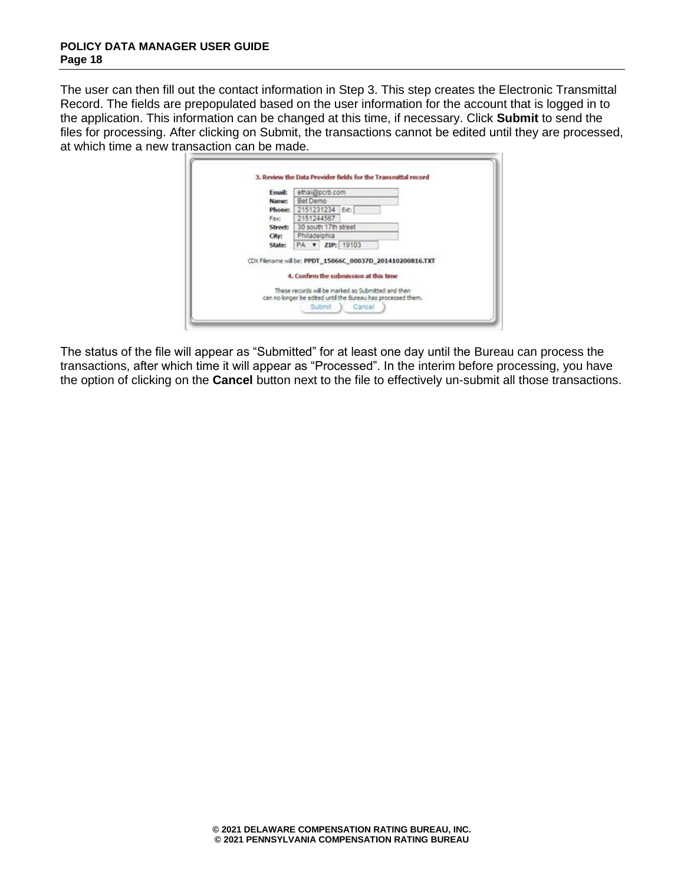The user can then fill out the contact information in Step 3. This step creates the Electronic Transmittal Record. The fields are prepopulated based on the user information for the account that is logged in to the application. This information can be changed at this time, if necessary. Click **Submit** to send the files for processing. After clicking on Submit, the transactions cannot be edited until they are processed, at which time a new transaction can be made.

The status of the file will appear as “Submitted” for at least one day until the Bureau can process the transactions, after which time it will appear as “Processed”. In the interim before processing, you have the option of clicking on the **Cancel** button next to the file to effectively un-submit all those transactions.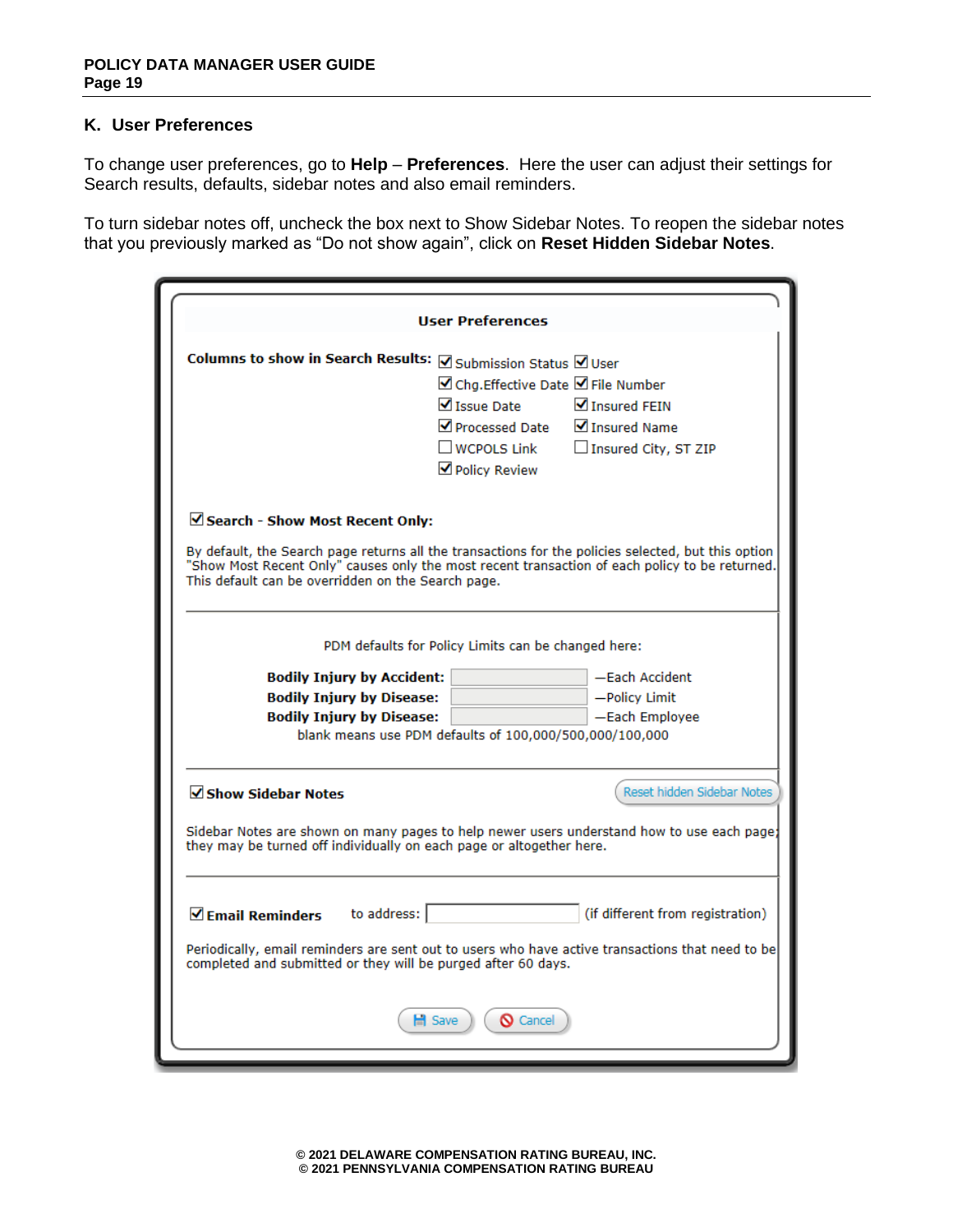## K. User Preferences

To change user preferences, go to **Help** – **Preferences**. Here the user can adjust their settings for Search results, defaults, sidebar notes and also email reminders.

To turn sidebar notes off, uncheck the box next to Show Sidebar Notes. To reopen the sidebar notes that you previously marked as "Do not show again", click on **Reset Hidden Sidebar Notes**.

**User Preferences**

**Columns to show in Search Results:**

- ☑ Submission Status
- ☑ User
- ☑ Chg.Effective Date
- ☑ File Number
- ☑ Issue Date
- ☑ Insured FEIN
- ☑ Processed Date
- ☑ Insured Name
- ☐ WCPOLS Link
- ☐ Insured City, ST ZIP
- ☑ Policy Review

☑ **Search - Show Most Recent Only:**

By default, the Search page returns all the transactions for the policies selected, but this option "Show Most Recent Only" causes only the most recent transaction of each policy to be returned. This default can be overridden on the Search page.

PDM defaults for Policy Limits can be changed here:

**Bodily Injury by Accident:** ______ —Each Accident
**Bodily Injury by Disease:** ______ —Policy Limit
**Bodily Injury by Disease:** ______ —Each Employee
blank means use PDM defaults of 100,000/500,000/100,000

☑ **Show Sidebar Notes** [Reset hidden Sidebar Notes]

Sidebar Notes are shown on many pages to help newer users understand how to use each page; they may be turned off individually on each page or altogether here.

☑ **Email Reminders** to address: ______ (if different from registration)

Periodically, email reminders are sent out to users who have active transactions that need to be completed and submitted or they will be purged after 60 days.

[Save] [Cancel]

© 2021 DELAWARE COMPENSATION RATING BUREAU, INC.
© 2021 PENNSYLVANIA COMPENSATION RATING BUREAU